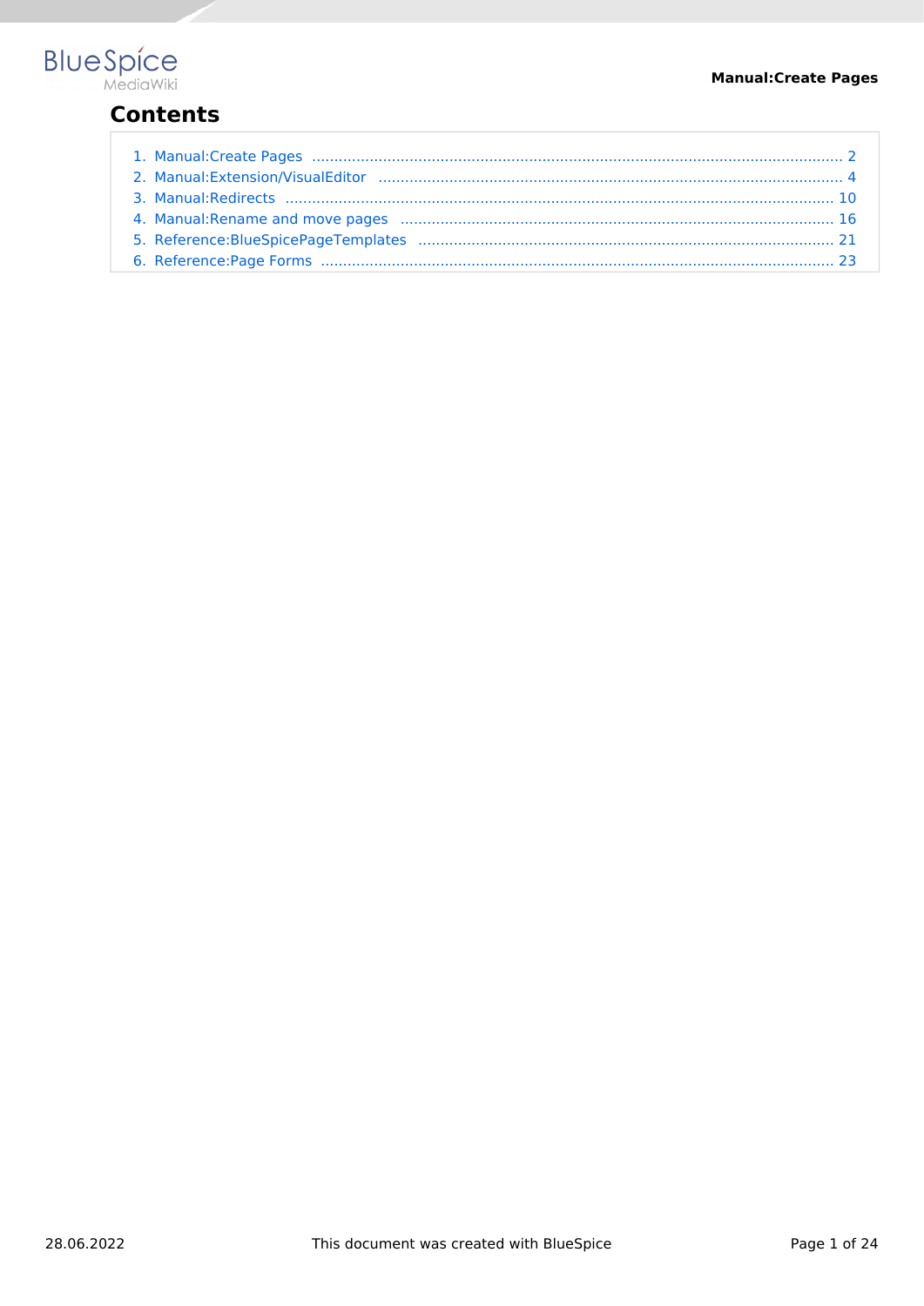# Contents

1. Manual:Create Pages .......... 2
2. Manual:Extension/VisualEditor .......... 4
3. Manual:Redirects .......... 10
4. Manual:Rename and move pages .......... 16
5. Reference:BlueSpicePageTemplates .......... 21
6. Reference:Page Forms .......... 23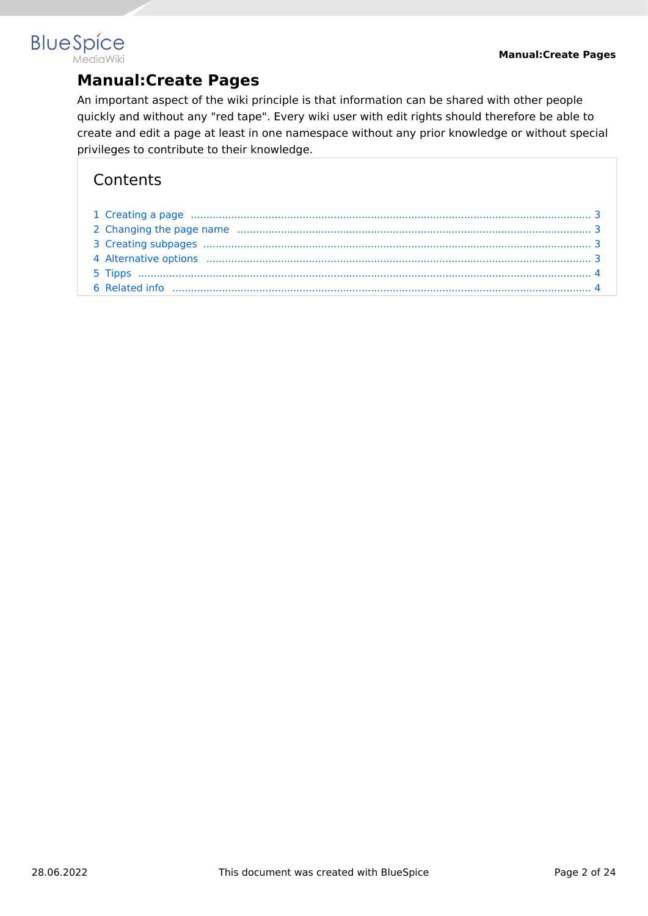# Manual:Create Pages

An important aspect of the wiki principle is that information can be shared with other people quickly and without any "red tape". Every wiki user with edit rights should therefore be able to create and edit a page at least in one namespace without any prior knowledge or without special privileges to contribute to their knowledge.

## Contents

1 Creating a page ........................................ 3
2 Changing the page name ........................................ 3
3 Creating subpages ........................................ 3
4 Alternative options ........................................ 3
5 Tipps ........................................ 4
6 Related info ........................................ 4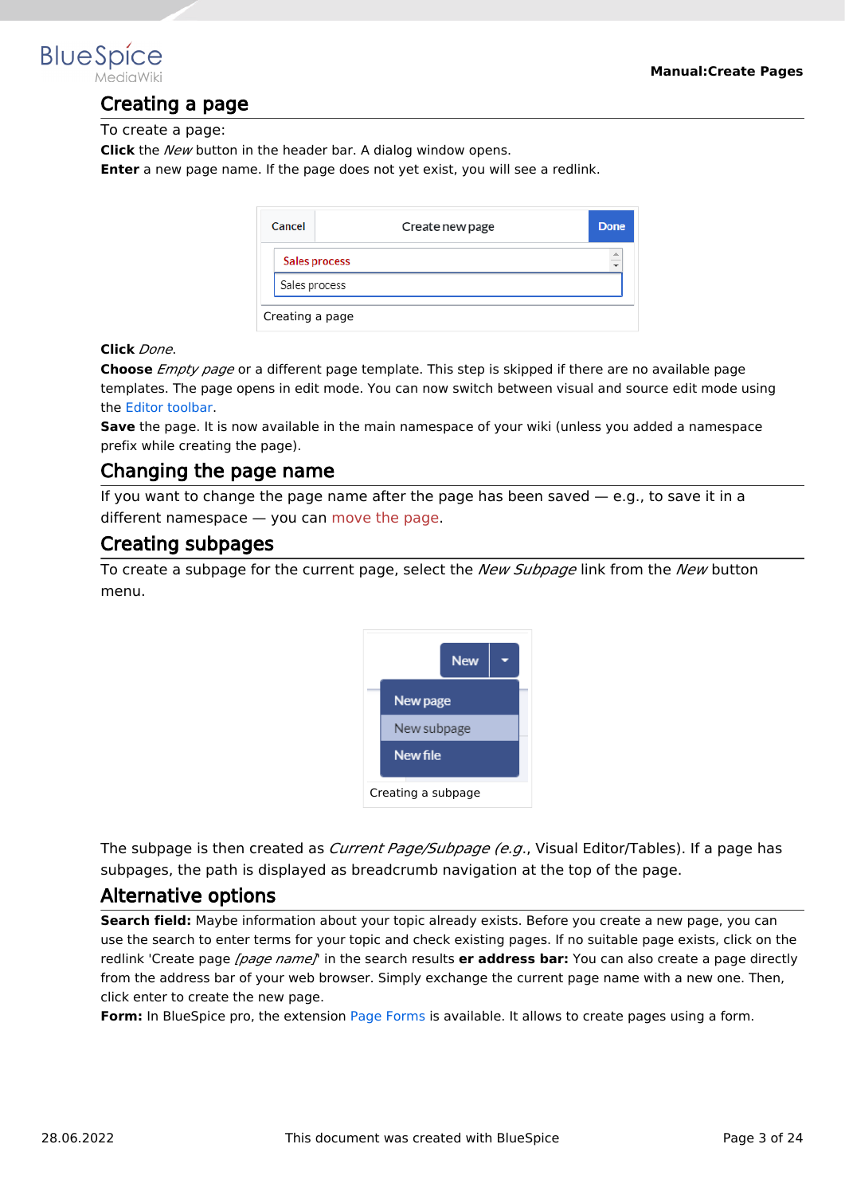## Creating a page

To create a page:

**Click** the *New* button in the header bar. A dialog window opens.

**Enter** a new page name. If the page does not yet exist, you will see a redlink.

Creating a page

**Click** *Done*.

**Choose** *Empty page* or a different page template. This step is skipped if there are no available page templates. The page opens in edit mode. You can now switch between visual and source edit mode using the Editor toolbar.

**Save** the page. It is now available in the main namespace of your wiki (unless you added a namespace prefix while creating the page).

## Changing the page name

If you want to change the page name after the page has been saved — e.g., to save it in a different namespace — you can move the page.

## Creating subpages

To create a subpage for the current page, select the *New Subpage* link from the *New* button menu.

Creating a subpage

The subpage is then created as *Current Page/Subpage (e.g.*, Visual Editor/Tables). If a page has subpages, the path is displayed as breadcrumb navigation at the top of the page.

## Alternative options

**Search field:** Maybe information about your topic already exists. Before you create a new page, you can use the search to enter terms for your topic and check existing pages. If no suitable page exists, click on the redlink 'Create page *[page name]*' in the search results **er address bar:** You can also create a page directly from the address bar of your web browser. Simply exchange the current page name with a new one. Then, click enter to create the new page.

**Form:** In BlueSpice pro, the extension Page Forms is available. It allows to create pages using a form.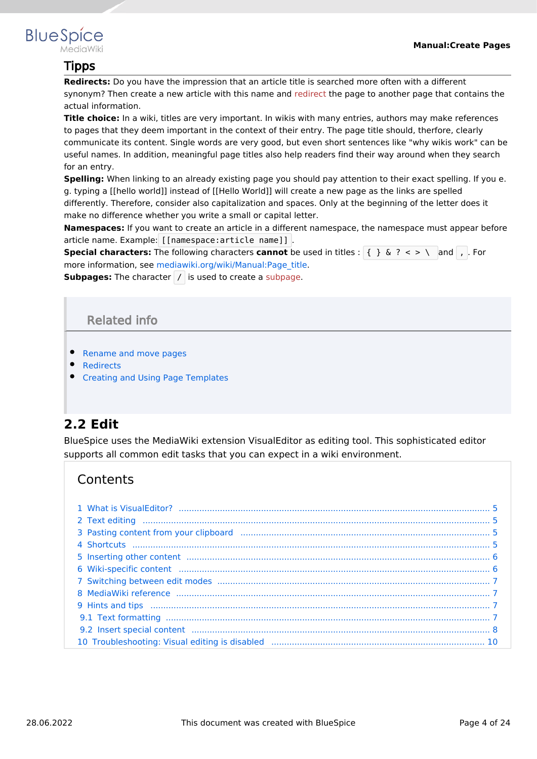## Tipps

**Redirects:** Do you have the impression that an article title is searched more often with a different synonym? Then create a new article with this name and redirect the page to another page that contains the actual information.

**Title choice:** In a wiki, titles are very important. In wikis with many entries, authors may make references to pages that they deem important in the context of their entry. The page title should, therfore, clearly communicate its content. Single words are very good, but even short sentences like "why wikis work" can be useful names. In addition, meaningful page titles also help readers find their way around when they search for an entry.

**Spelling:** When linking to an already existing page you should pay attention to their exact spelling. If you e.g. typing a [[hello world]] instead of [[Hello World]] will create a new page as the links are spelled differently. Therefore, consider also capitalization and spaces. Only at the beginning of the letter does it make no difference whether you write a small or capital letter.

**Namespaces:** If you want to create an article in a different namespace, the namespace must appear before article name. Example: `[[namespace:article name]]`.

**Special characters:** The following characters **cannot** be used in titles : `{ } & ? < > \` and `,`. For more information, see mediawiki.org/wiki/Manual:Page_title.

**Subpages:** The character `/` is used to create a subpage.

### Related info

- Rename and move pages
- Redirects
- Creating and Using Page Templates

## 2.2 Edit

BlueSpice uses the MediaWiki extension VisualEditor as editing tool. This sophisticated editor supports all common edit tasks that you can expect in a wiki environment.

### Contents

1 What is VisualEditor? ..... 5
2 Text editing ..... 5
3 Pasting content from your clipboard ..... 5
4 Shortcuts ..... 5
5 Inserting other content ..... 6
6 Wiki-specific content ..... 6
7 Switching between edit modes ..... 7
8 MediaWiki reference ..... 7
9 Hints and tips ..... 7
9.1 Text formatting ..... 7
9.2 Insert special content ..... 8
10 Troubleshooting: Visual editing is disabled ..... 10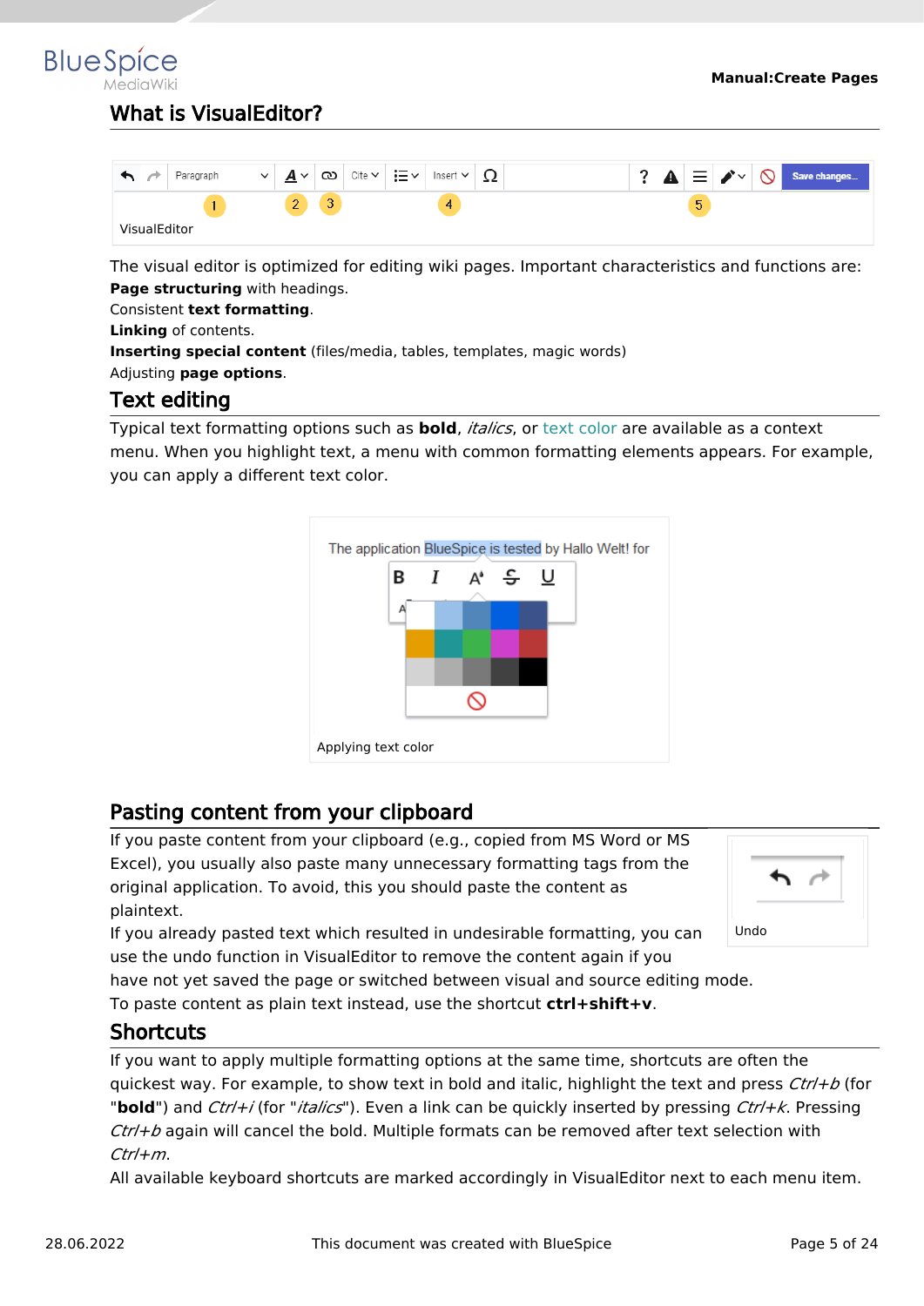## What is VisualEditor?

VisualEditor

The visual editor is optimized for editing wiki pages. Important characteristics and functions are:
**Page structuring** with headings.
Consistent **text formatting**.
**Linking** of contents.
**Inserting special content** (files/media, tables, templates, magic words)
Adjusting **page options**.

## Text editing

Typical text formatting options such as **bold**, *italics*, or text color are available as a context menu. When you highlight text, a menu with common formatting elements appears. For example, you can apply a different text color.

Applying text color

## Pasting content from your clipboard

If you paste content from your clipboard (e.g., copied from MS Word or MS Excel), you usually also paste many unnecessary formatting tags from the original application. To avoid, this you should paste the content as plaintext.

Undo

If you already pasted text which resulted in undesirable formatting, you can use the undo function in VisualEditor to remove the content again if you have not yet saved the page or switched between visual and source editing mode.
To paste content as plain text instead, use the shortcut **ctrl+shift+v**.

## Shortcuts

If you want to apply multiple formatting options at the same time, shortcuts are often the quickest way. For example, to show text in bold and italic, highlight the text and press *Ctrl+b* (for "**bold**") and *Ctrl+i* (for "*italics*"). Even a link can be quickly inserted by pressing *Ctrl+k*. Pressing *Ctrl+b* again will cancel the bold. Multiple formats can be removed after text selection with *Ctrl+m*.
All available keyboard shortcuts are marked accordingly in VisualEditor next to each menu item.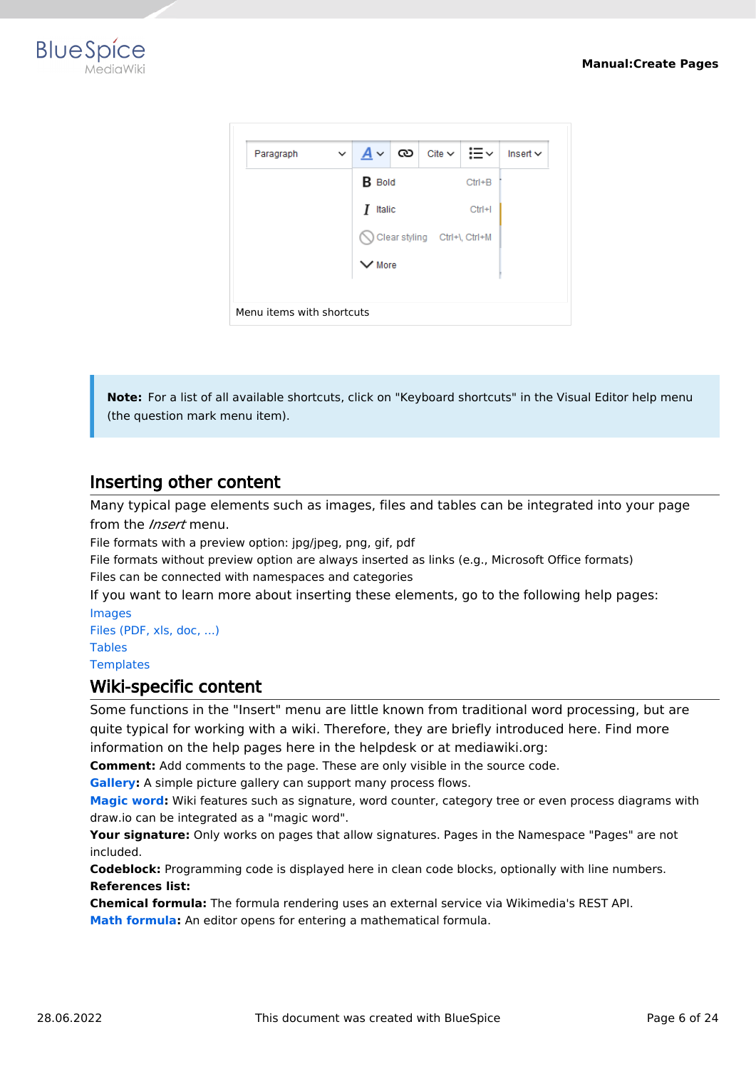Menu items with shortcuts

> **Note:** For a list of all available shortcuts, click on "Keyboard shortcuts" in the Visual Editor help menu (the question mark menu item).

## Inserting other content

Many typical page elements such as images, files and tables can be integrated into your page from the *Insert* menu.

File formats with a preview option: jpg/jpeg, png, gif, pdf

File formats without preview option are always inserted as links (e.g., Microsoft Office formats)

Files can be connected with namespaces and categories

If you want to learn more about inserting these elements, go to the following help pages:

Images

Files (PDF, xls, doc, ...)

Tables

Templates

## Wiki-specific content

Some functions in the "Insert" menu are little known from traditional word processing, but are quite typical for working with a wiki. Therefore, they are briefly introduced here. Find more information on the help pages here in the helpdesk or at mediawiki.org:

**Comment:** Add comments to the page. These are only visible in the source code.

**Gallery:** A simple picture gallery can support many process flows.

**Magic word:** Wiki features such as signature, word counter, category tree or even process diagrams with draw.io can be integrated as a "magic word".

**Your signature:** Only works on pages that allow signatures. Pages in the Namespace "Pages" are not included.

**Codeblock:** Programming code is displayed here in clean code blocks, optionally with line numbers.

**References list:**

**Chemical formula:** The formula rendering uses an external service via Wikimedia's REST API.

**Math formula:** An editor opens for entering a mathematical formula.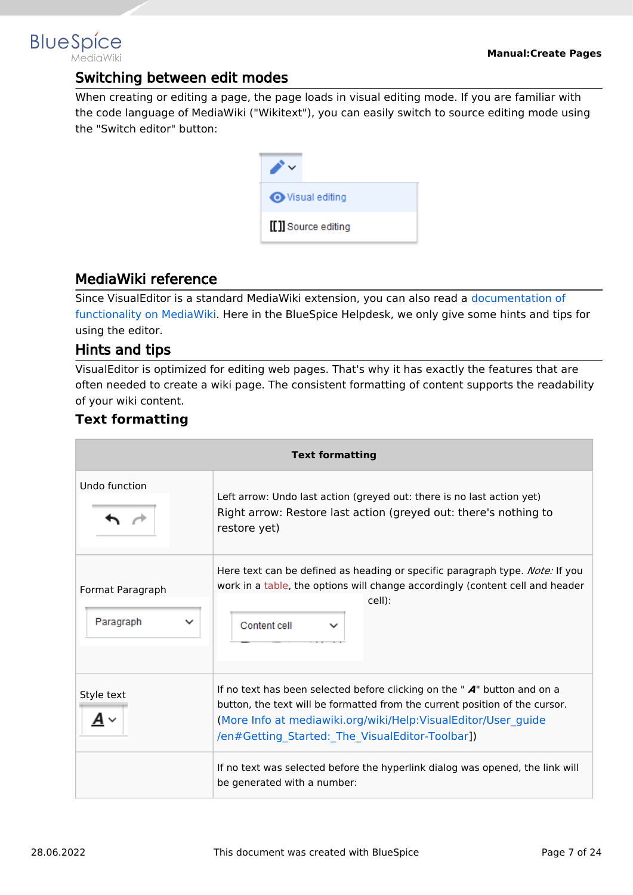## Switching between edit modes

When creating or editing a page, the page loads in visual editing mode. If you are familiar with the code language of MediaWiki ("Wikitext"), you can easily switch to source editing mode using the "Switch editor" button:

## MediaWiki reference

Since VisualEditor is a standard MediaWiki extension, you can also read a documentation of functionality on MediaWiki. Here in the BlueSpice Helpdesk, we only give some hints and tips for using the editor.

## Hints and tips

VisualEditor is optimized for editing web pages. That's why it has exactly the features that are often needed to create a wiki page. The consistent formatting of content supports the readability of your wiki content.

### Text formatting

| Text formatting | |
|---|---|
| Undo function | Left arrow: Undo last action (greyed out: there is no last action yet)<br>Right arrow: Restore last action (greyed out: there's nothing to restore yet) |
| Format Paragraph | Here text can be defined as heading or specific paragraph type. *Note:* If you work in a table, the options will change accordingly (content cell and header cell): |
| Style text | If no text has been selected before clicking on the " **A**" button and on a button, the text will be formatted from the current position of the cursor. (More Info at mediawiki.org/wiki/Help:VisualEditor/User_guide/en#Getting_Started:_The_VisualEditor-Toolbar]) |
| | If no text was selected before the hyperlink dialog was opened, the link will be generated with a number: |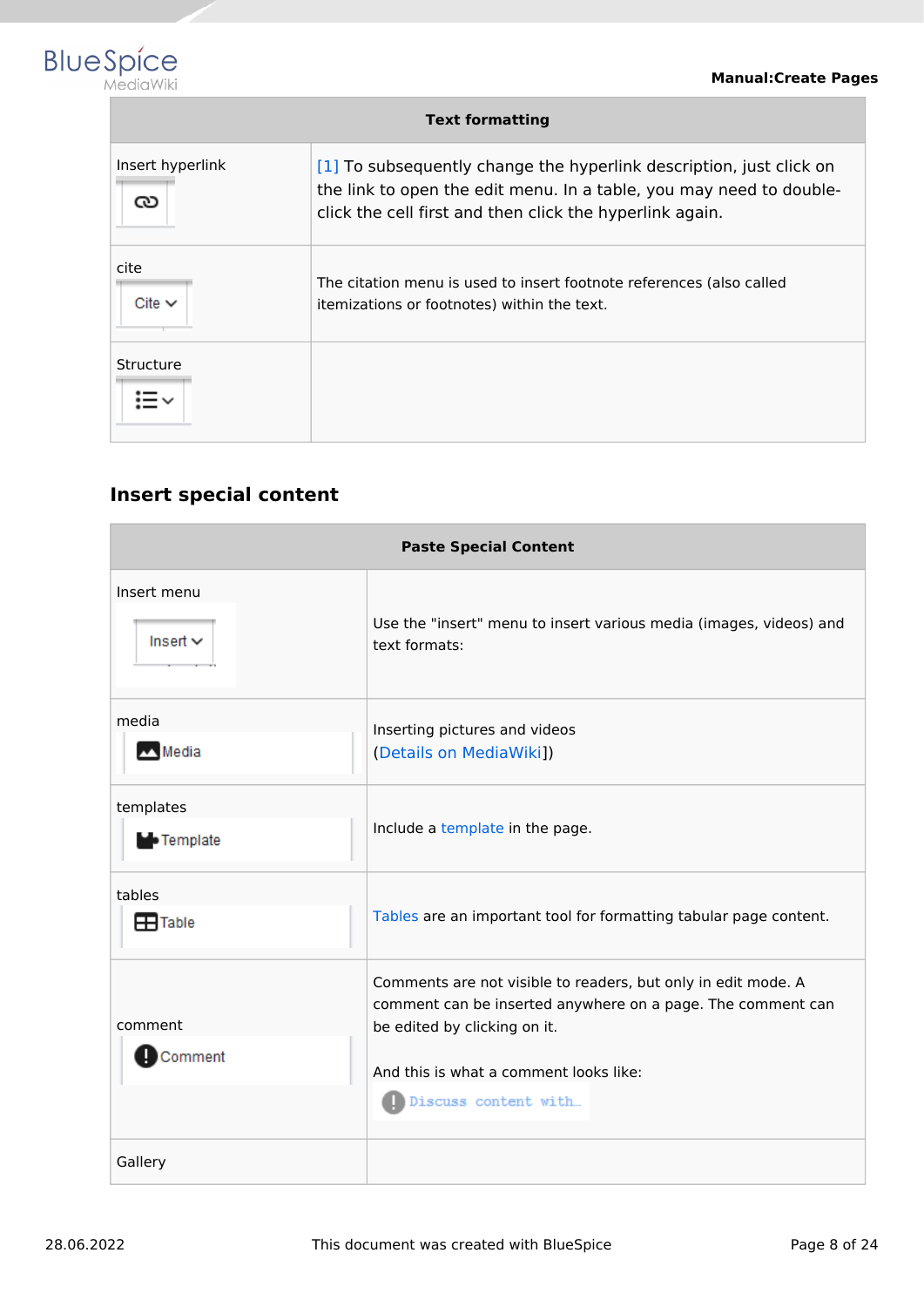| Text formatting | |
|---|---|
| Insert hyperlink | [1] To subsequently change the hyperlink description, just click on the link to open the edit menu. In a table, you may need to double-click the cell first and then click the hyperlink again. |
| cite Cite | The citation menu is used to insert footnote references (also called itemizations or footnotes) within the text. |
| Structure | |

## Insert special content

| Paste Special Content | |
|---|---|
| Insert menu Insert | Use the "insert" menu to insert various media (images, videos) and text formats: |
| media Media | Inserting pictures and videos (Details on MediaWiki]) |
| templates Template | Include a template in the page. |
| tables Table | Tables are an important tool for formatting tabular page content. |
| comment Comment | Comments are not visible to readers, but only in edit mode. A comment can be inserted anywhere on a page. The comment can be edited by clicking on it. And this is what a comment looks like: Discuss content with… |
| Gallery | |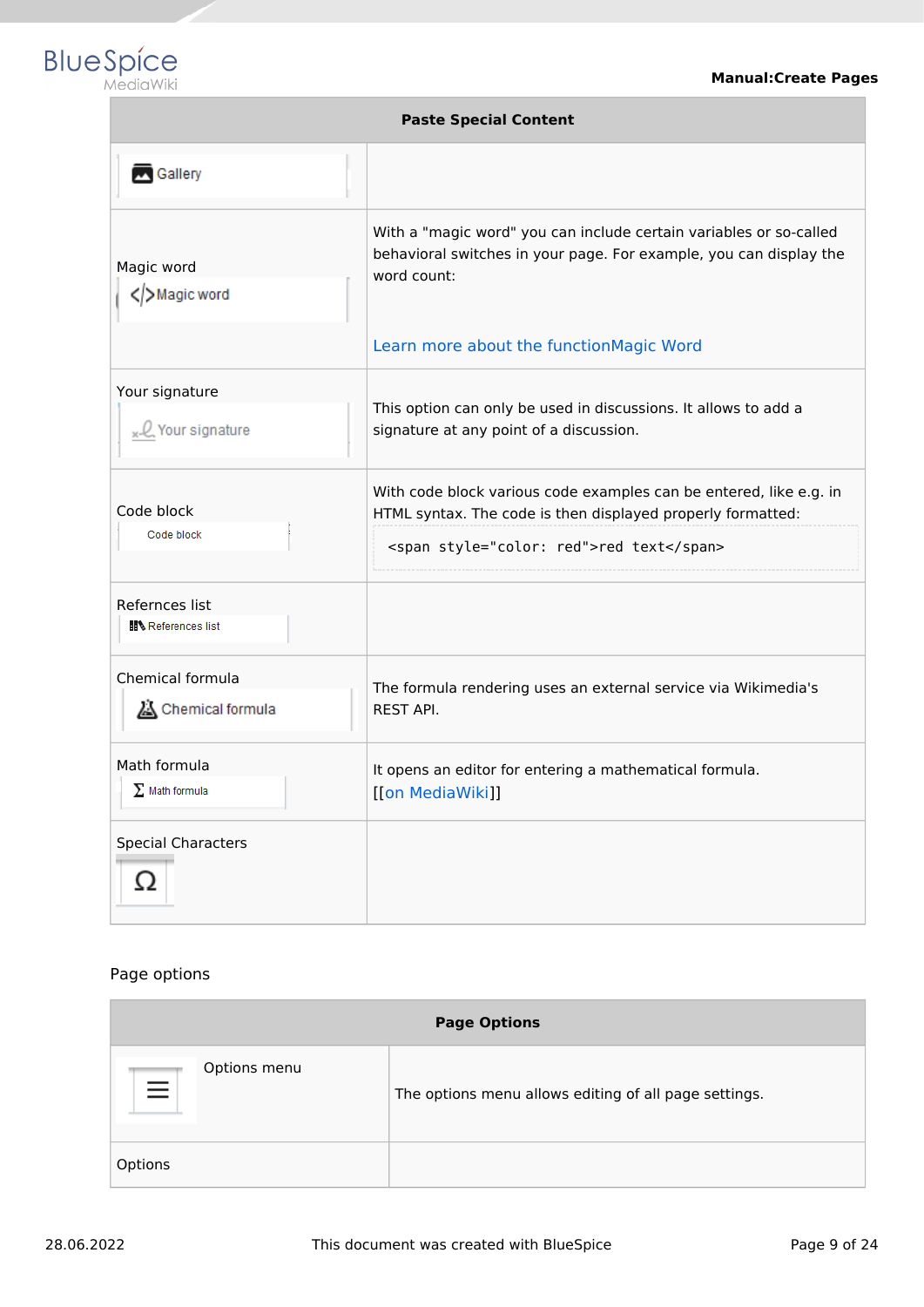| Paste Special Content | |
|---|---|
| Gallery | |
| Magic word<br>Magic word | With a "magic word" you can include certain variables or so-called behavioral switches in your page. For example, you can display the word count:<br><br>Learn more about the functionMagic Word |
| Your signature<br>Your signature | This option can only be used in discussions. It allows to add a signature at any point of a discussion. |
| Code block<br>Code block | With code block various code examples can be entered, like e.g. in HTML syntax. The code is then displayed properly formatted:<br>`<span style="color: red">red text</span>` |
| Refernces list<br>References list | |
| Chemical formula<br>Chemical formula | The formula rendering uses an external service via Wikimedia's REST API. |
| Math formula<br>Math formula | It opens an editor for entering a mathematical formula. [[on MediaWiki]] |
| Special Characters<br>Ω | |

Page options

| Page Options | |
|---|---|
| Options menu | The options menu allows editing of all page settings. |
| Options | |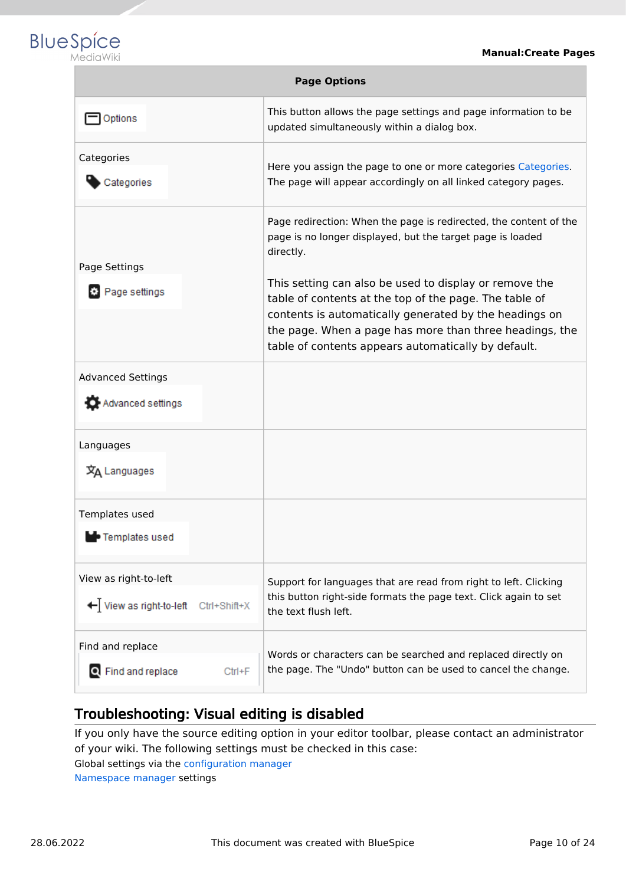| Page Options | |
|---|---|
| Options | This button allows the page settings and page information to be updated simultaneously within a dialog box. |
| Categories<br>Categories | Here you assign the page to one or more categories Categories. The page will appear accordingly on all linked category pages. |
| Page Settings<br>Page settings | Page redirection: When the page is redirected, the content of the page is no longer displayed, but the target page is loaded directly.<br><br>This setting can also be used to display or remove the table of contents at the top of the page. The table of contents is automatically generated by the headings on the page. When a page has more than three headings, the table of contents appears automatically by default. |
| Advanced Settings<br>Advanced settings | |
| Languages<br>Languages | |
| Templates used<br>Templates used | |
| View as right-to-left<br>View as right-to-left Ctrl+Shift+X | Support for languages that are read from right to left. Clicking this button right-side formats the page text. Click again to set the text flush left. |
| Find and replace<br>Find and replace Ctrl+F | Words or characters can be searched and replaced directly on the page. The "Undo" button can be used to cancel the change. |

## Troubleshooting: Visual editing is disabled

If you only have the source editing option in your editor toolbar, please contact an administrator of your wiki. The following settings must be checked in this case:

Global settings via the configuration manager

Namespace manager settings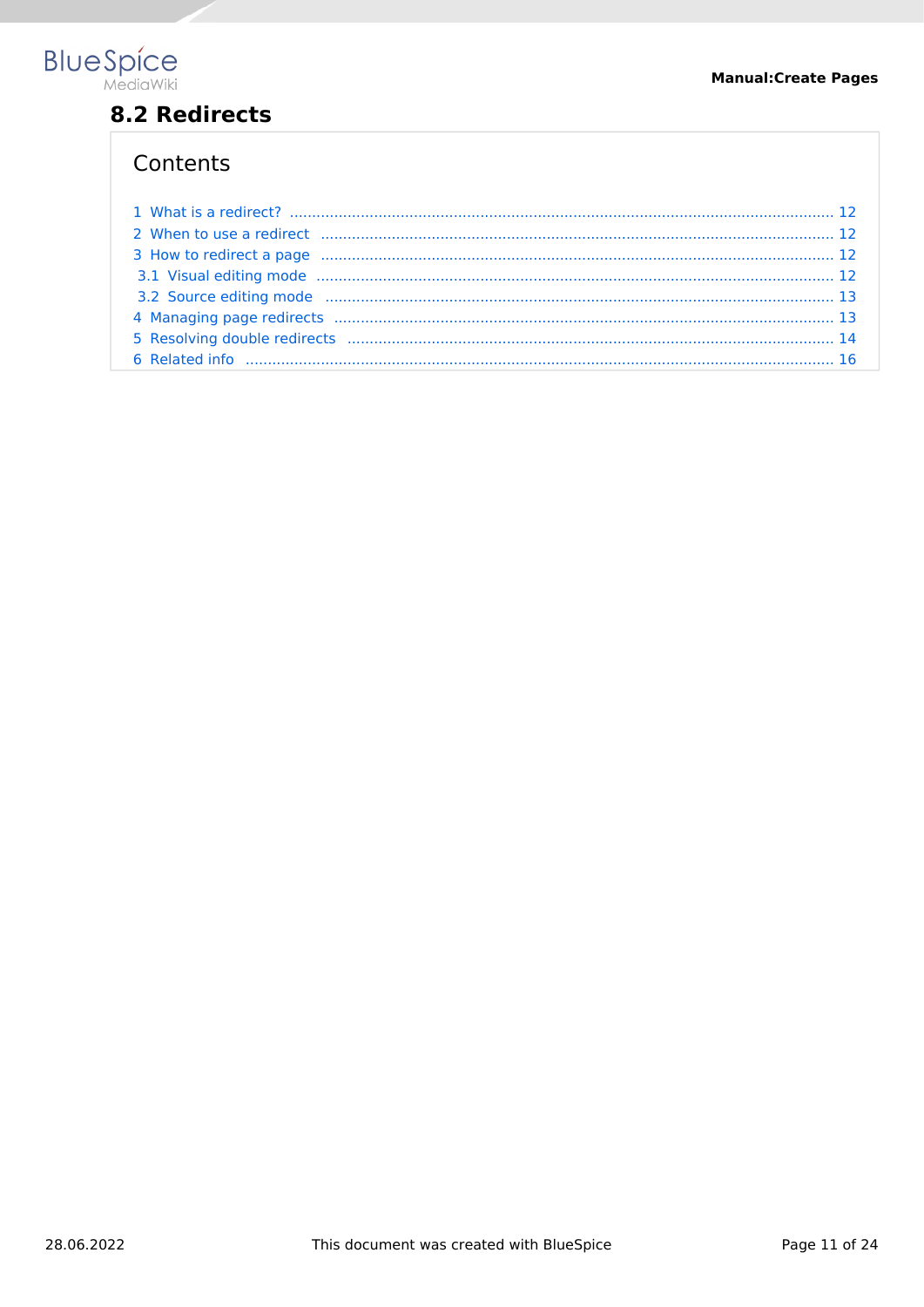## 8.2 Redirects

Contents

1 What is a redirect? ..... 12
2 When to use a redirect ..... 12
3 How to redirect a page ..... 12
3.1 Visual editing mode ..... 12
3.2 Source editing mode ..... 13
4 Managing page redirects ..... 13
5 Resolving double redirects ..... 14
6 Related info ..... 16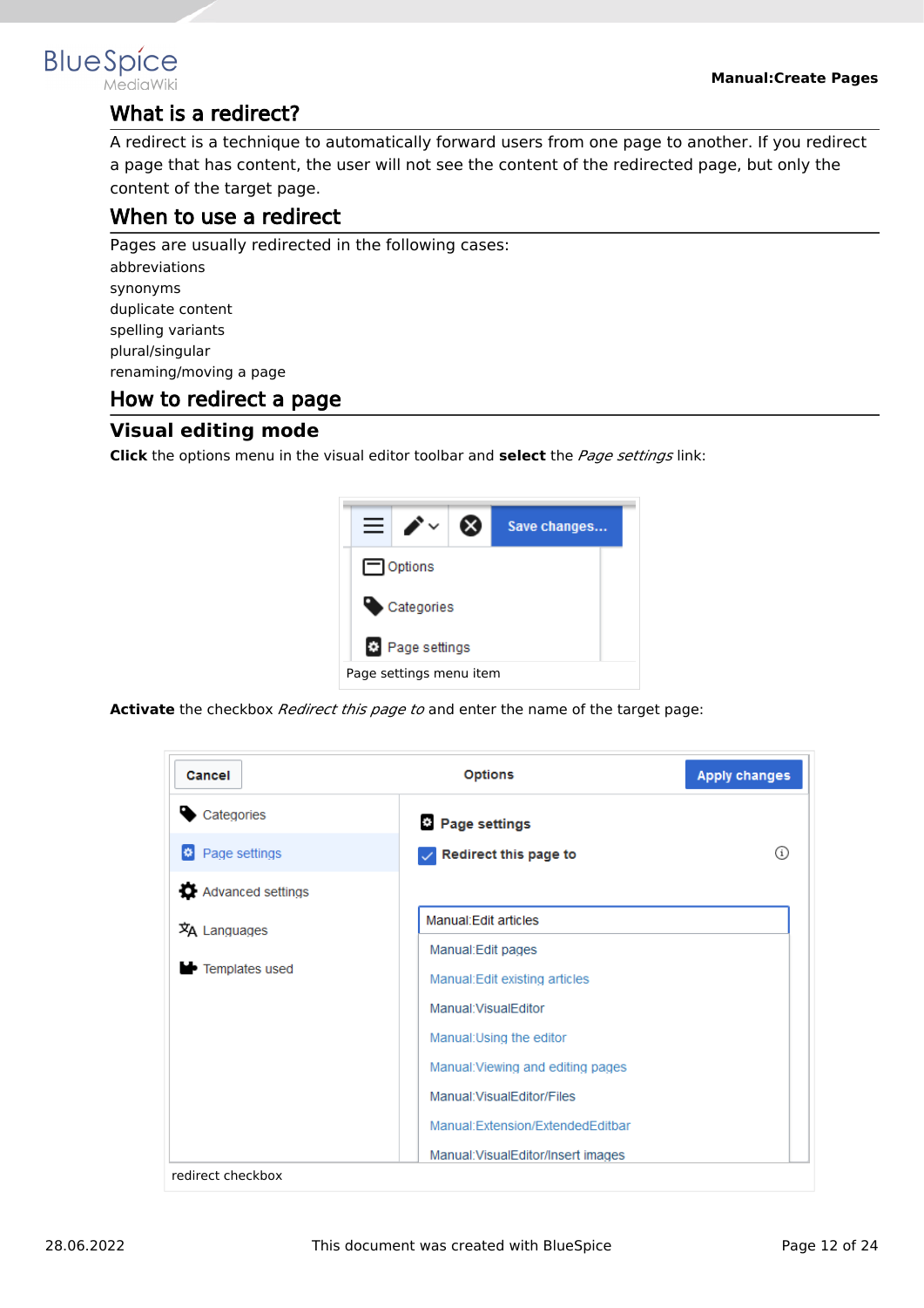## What is a redirect?

A redirect is a technique to automatically forward users from one page to another. If you redirect a page that has content, the user will not see the content of the redirected page, but only the content of the target page.

## When to use a redirect

Pages are usually redirected in the following cases:

abbreviations
synonyms
duplicate content
spelling variants
plural/singular
renaming/moving a page

## How to redirect a page

### Visual editing mode

**Click** the options menu in the visual editor toolbar and **select** the *Page settings* link:

Page settings menu item

**Activate** the checkbox *Redirect this page to* and enter the name of the target page:

redirect checkbox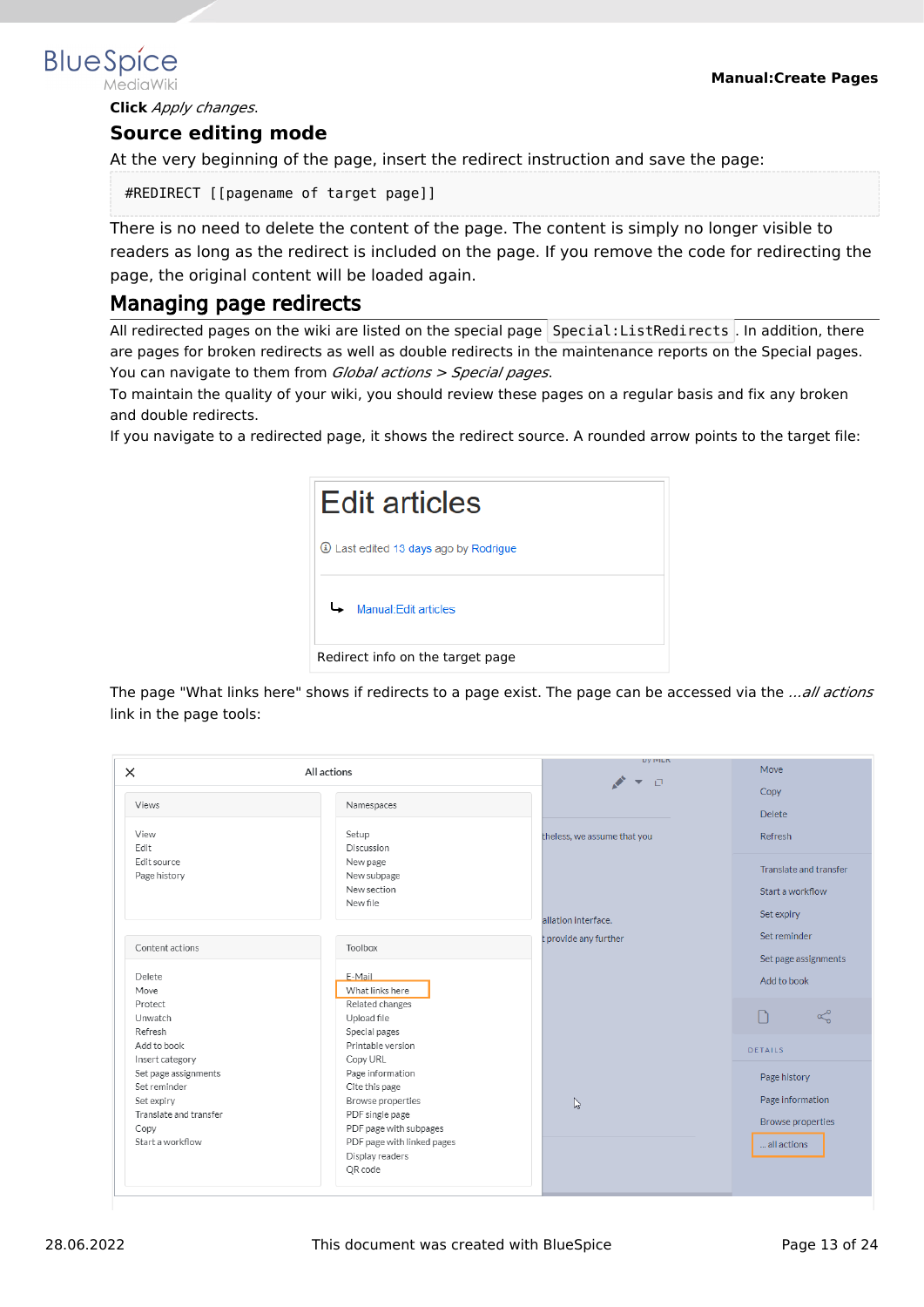**Click** *Apply changes*.

## Source editing mode

At the very beginning of the page, insert the redirect instruction and save the page:

```
#REDIRECT [[pagename of target page]]
```

There is no need to delete the content of the page. The content is simply no longer visible to readers as long as the redirect is included on the page. If you remove the code for redirecting the page, the original content will be loaded again.

## Managing page redirects

All redirected pages on the wiki are listed on the special page `Special:ListRedirects`. In addition, there are pages for broken redirects as well as double redirects in the maintenance reports on the Special pages. You can navigate to them from *Global actions > Special pages*.

To maintain the quality of your wiki, you should review these pages on a regular basis and fix any broken and double redirects.

If you navigate to a redirected page, it shows the redirect source. A rounded arrow points to the target file:

Redirect info on the target page

The page "What links here" shows if redirects to a page exist. The page can be accessed via the *...all actions* link in the page tools: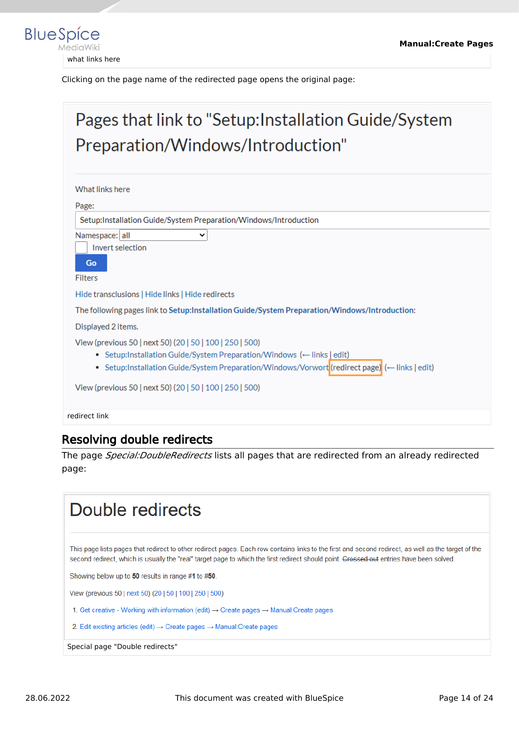what links here

Clicking on the page name of the redirected page opens the original page:

Pages that link to "Setup:Installation Guide/System Preparation/Windows/Introduction"

What links here

Page:

Setup:Installation Guide/System Preparation/Windows/Introduction

Namespace: all

Invert selection

Go

Filters

Hide transclusions | Hide links | Hide redirects

The following pages link to **Setup:Installation Guide/System Preparation/Windows/Introduction**:

Displayed 2 items.

View (previous 50 | next 50) (20 | 50 | 100 | 250 | 500)

- Setup:Installation Guide/System Preparation/Windows (← links | edit)
- Setup:Installation Guide/System Preparation/Windows/Vorwort (redirect page) (← links | edit)

View (previous 50 | next 50) (20 | 50 | 100 | 250 | 500)

redirect link

## Resolving double redirects

The page *Special:DoubleRedirects* lists all pages that are redirected from an already redirected page:

Double redirects

This page lists pages that redirect to other redirect pages. Each row contains links to the first and second redirect, as well as the target of the second redirect, which is usually the "real" target page to which the first redirect should point. ~~Crossed out~~ entries have been solved.

Showing below up to **50** results in range **#1** to **#50**.

View (previous 50 | next 50) (20 | 50 | 100 | 250 | 500)

1. Get creative - Working with information (edit) → Create pages → Manual:Create pages
2. Edit existing articles (edit) → Create pages → Manual:Create pages

Special page "Double redirects"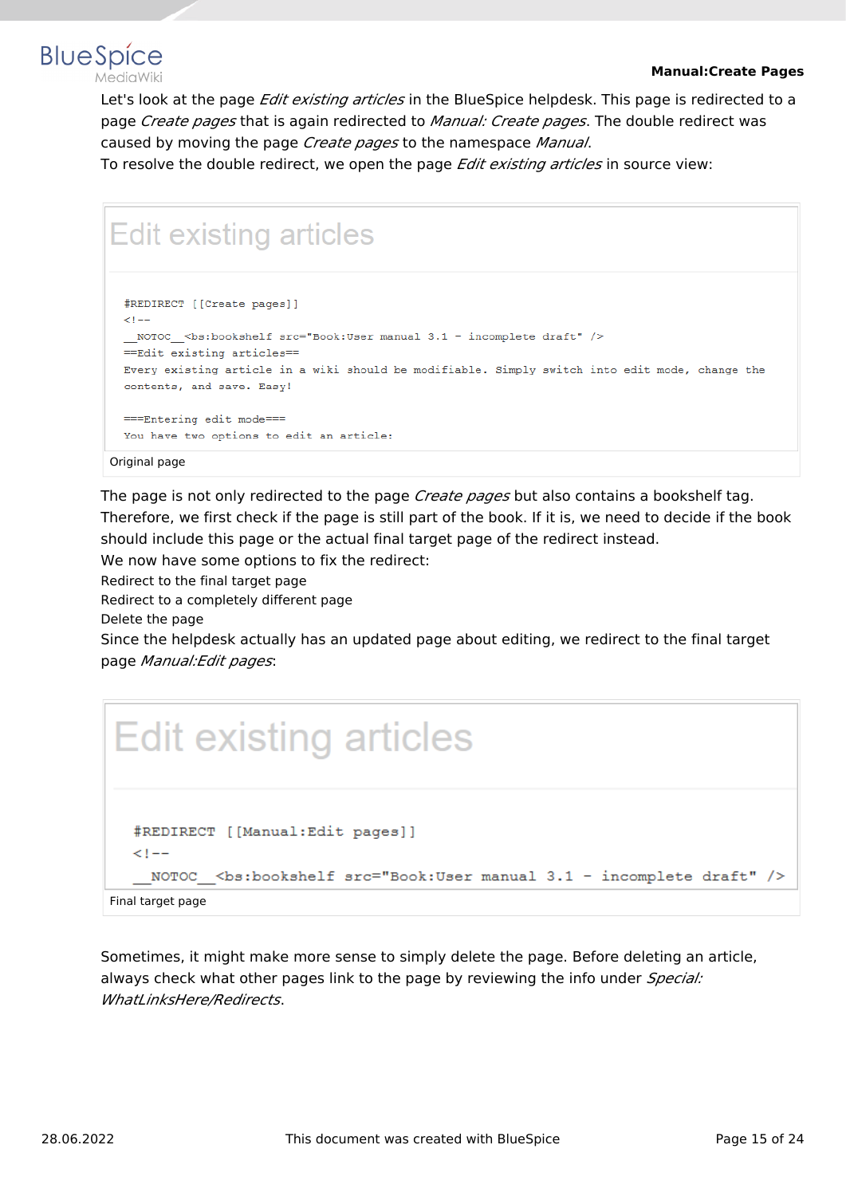Let's look at the page *Edit existing articles* in the BlueSpice helpdesk. This page is redirected to a page *Create pages* that is again redirected to *Manual: Create pages*. The double redirect was caused by moving the page *Create pages* to the namespace *Manual*.
To resolve the double redirect, we open the page *Edit existing articles* in source view:

Edit existing articles

```
#REDIRECT [[Create pages]]
<!--
__NOTOC__<bs:bookshelf src="Book:User manual 3.1 - incomplete draft" />
==Edit existing articles==
Every existing article in a wiki should be modifiable. Simply switch into edit mode, change the
contents, and save. Easy!

===Entering edit mode===
You have two options to edit an article:
```

Original page

The page is not only redirected to the page *Create pages* but also contains a bookshelf tag. Therefore, we first check if the page is still part of the book. If it is, we need to decide if the book should include this page or the actual final target page of the redirect instead.
We now have some options to fix the redirect:

- Redirect to the final target page
- Redirect to a completely different page
- Delete the page

Since the helpdesk actually has an updated page about editing, we redirect to the final target page *Manual:Edit pages*:

Edit existing articles

```
#REDIRECT [[Manual:Edit pages]]
<!--
__NOTOC__<bs:bookshelf src="Book:User manual 3.1 - incomplete draft" />
```

Final target page

Sometimes, it might make more sense to simply delete the page. Before deleting an article, always check what other pages link to the page by reviewing the info under *Special:WhatLinksHere/Redirects*.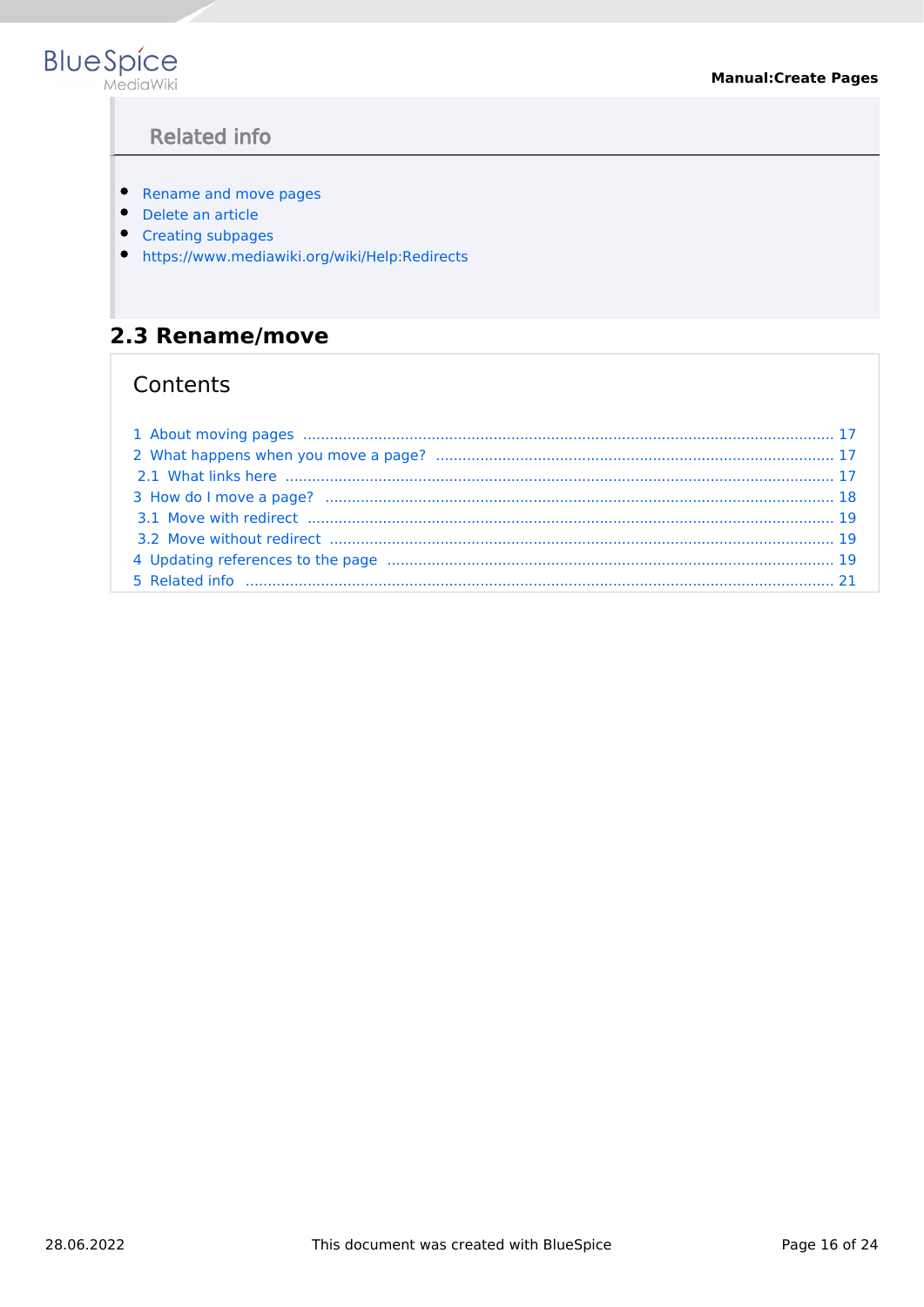## Related info

- Rename and move pages
- Delete an article
- Creating subpages
- https://www.mediawiki.org/wiki/Help:Redirects

## 2.3 Rename/move

### Contents

1 About moving pages ........ 17
2 What happens when you move a page? ........ 17
  2.1 What links here ........ 17
3 How do I move a page? ........ 18
  3.1 Move with redirect ........ 19
  3.2 Move without redirect ........ 19
4 Updating references to the page ........ 19
5 Related info ........ 21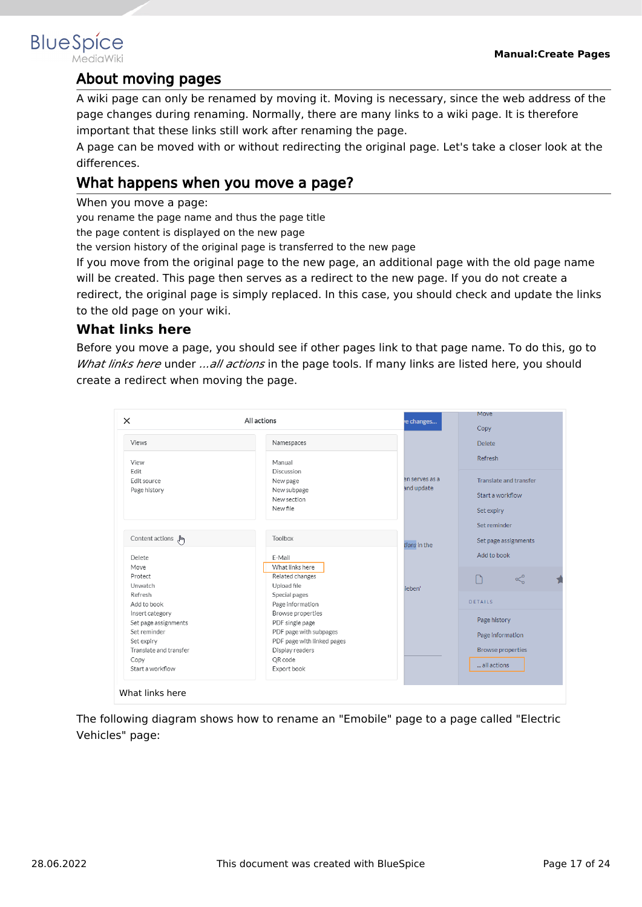## About moving pages

A wiki page can only be renamed by moving it. Moving is necessary, since the web address of the page changes during renaming. Normally, there are many links to a wiki page. It is therefore important that these links still work after renaming the page.
A page can be moved with or without redirecting the original page. Let's take a closer look at the differences.

## What happens when you move a page?

When you move a page:

- you rename the page name and thus the page title
- the page content is displayed on the new page
- the version history of the original page is transferred to the new page

If you move from the original page to the new page, an additional page with the old page name will be created. This page then serves as a redirect to the new page. If you do not create a redirect, the original page is simply replaced. In this case, you should check and update the links to the old page on your wiki.

### What links here

Before you move a page, you should see if other pages link to that page name. To do this, go to *What links here* under *...all actions* in the page tools. If many links are listed here, you should create a redirect when moving the page.

What links here

The following diagram shows how to rename an "Emobile" page to a page called "Electric Vehicles" page: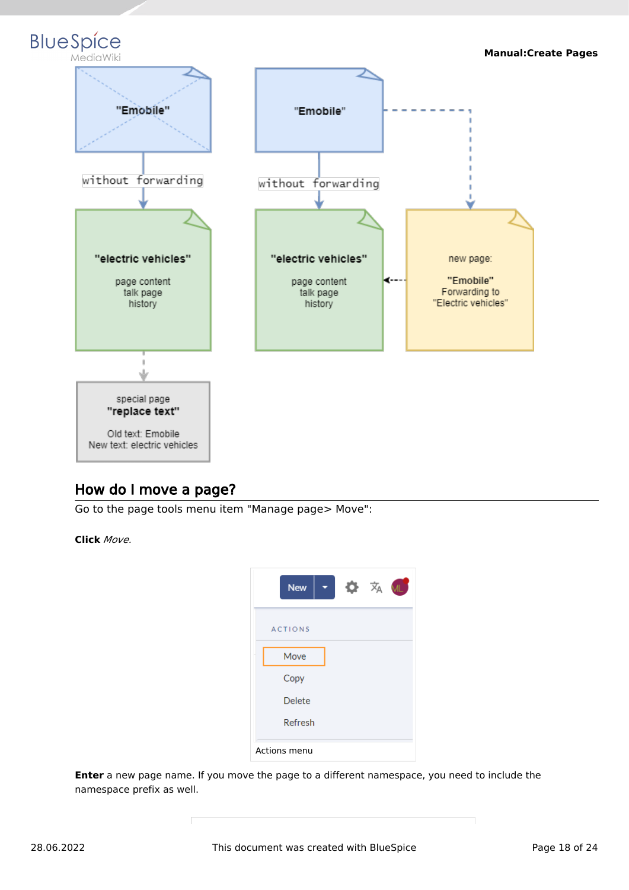"Emobile"

without forwarding

"electric vehicles"

page content
talk page
history

special page
"replace text"

Old text: Emobile
New text: electric vehicles

"Emobile"

without forwarding

"electric vehicles"

page content
talk page
history

new page:

"Emobile"
Forwarding to
"Electric vehicles"

## How do I move a page?

Go to the page tools menu item "Manage page> Move":

**Click** *Move.*

New

ACTIONS

Move

Copy

Delete

Refresh

Actions menu

**Enter** a new page name. If you move the page to a different namespace, you need to include the namespace prefix as well.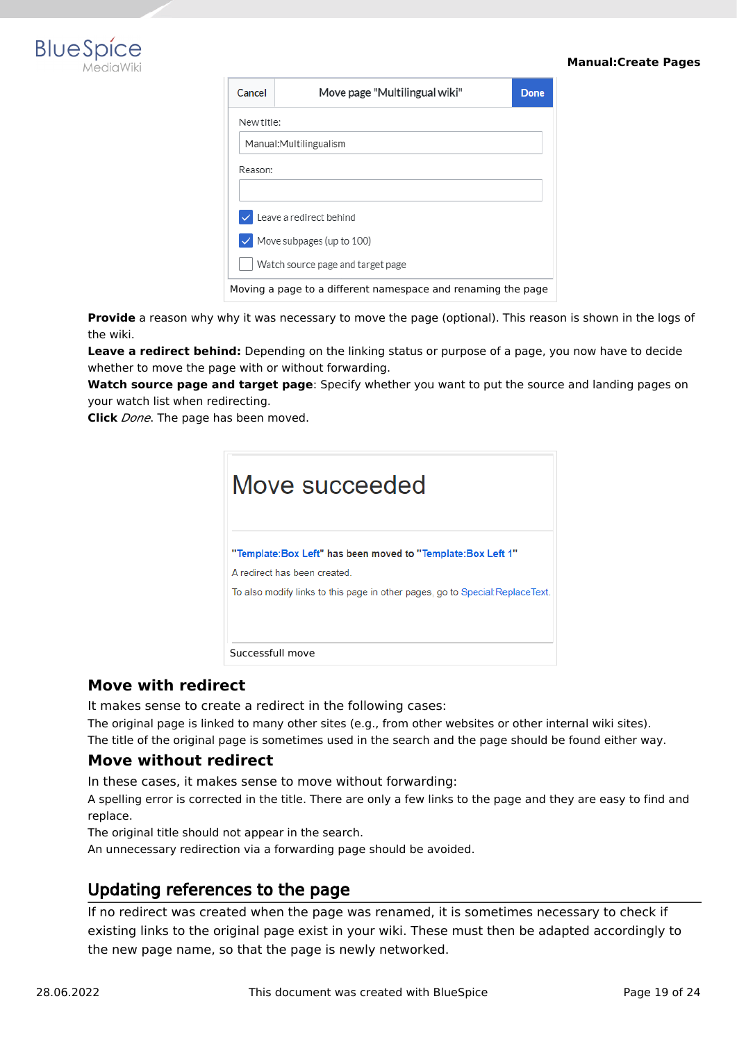Moving a page to a different namespace and renaming the page

**Provide** a reason why why it was necessary to move the page (optional). This reason is shown in the logs of the wiki.
**Leave a redirect behind:** Depending on the linking status or purpose of a page, you now have to decide whether to move the page with or without forwarding.
**Watch source page and target page**: Specify whether you want to put the source and landing pages on your watch list when redirecting.
**Click** *Done*. The page has been moved.

Successfull move

### Move with redirect

It makes sense to create a redirect in the following cases:
The original page is linked to many other sites (e.g., from other websites or other internal wiki sites).
The title of the original page is sometimes used in the search and the page should be found either way.

### Move without redirect

In these cases, it makes sense to move without forwarding:
A spelling error is corrected in the title. There are only a few links to the page and they are easy to find and replace.
The original title should not appear in the search.
An unnecessary redirection via a forwarding page should be avoided.

## Updating references to the page

If no redirect was created when the page was renamed, it is sometimes necessary to check if existing links to the original page exist in your wiki. These must then be adapted accordingly to the new page name, so that the page is newly networked.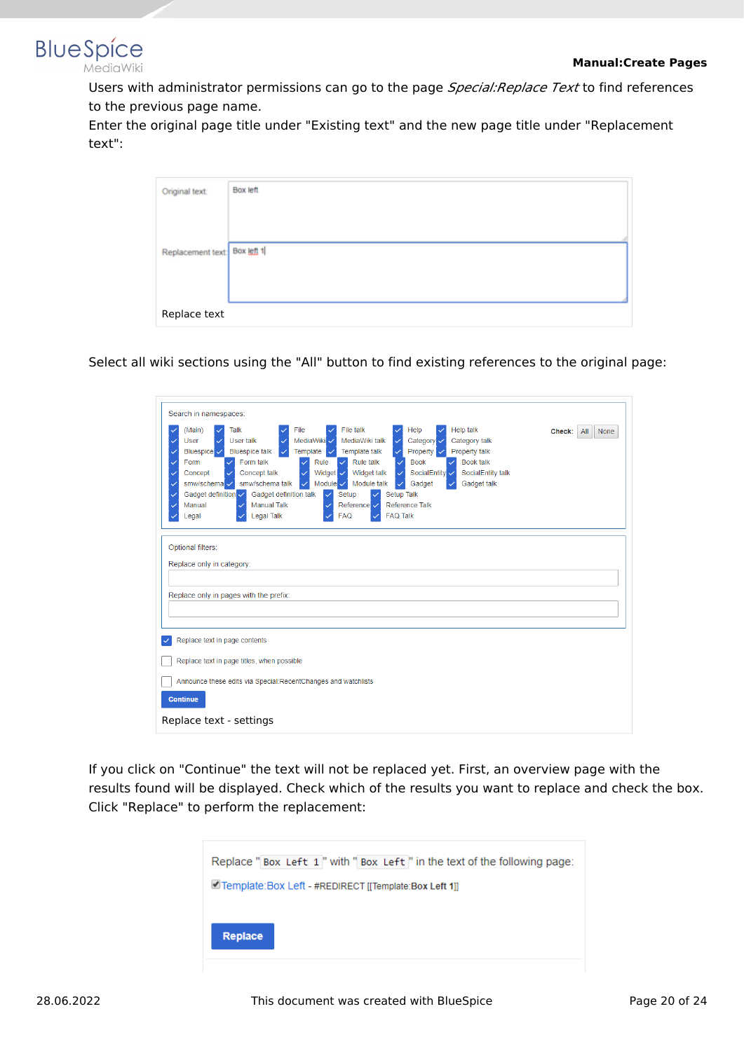Users with administrator permissions can go to the page *Special:Replace Text* to find references to the previous page name.
Enter the original page title under "Existing text" and the new page title under "Replacement text":

Replace text

Select all wiki sections using the "All" button to find existing references to the original page:

Replace text - settings

If you click on "Continue" the text will not be replaced yet. First, an overview page with the results found will be displayed. Check which of the results you want to replace and check the box. Click "Replace" to perform the replacement: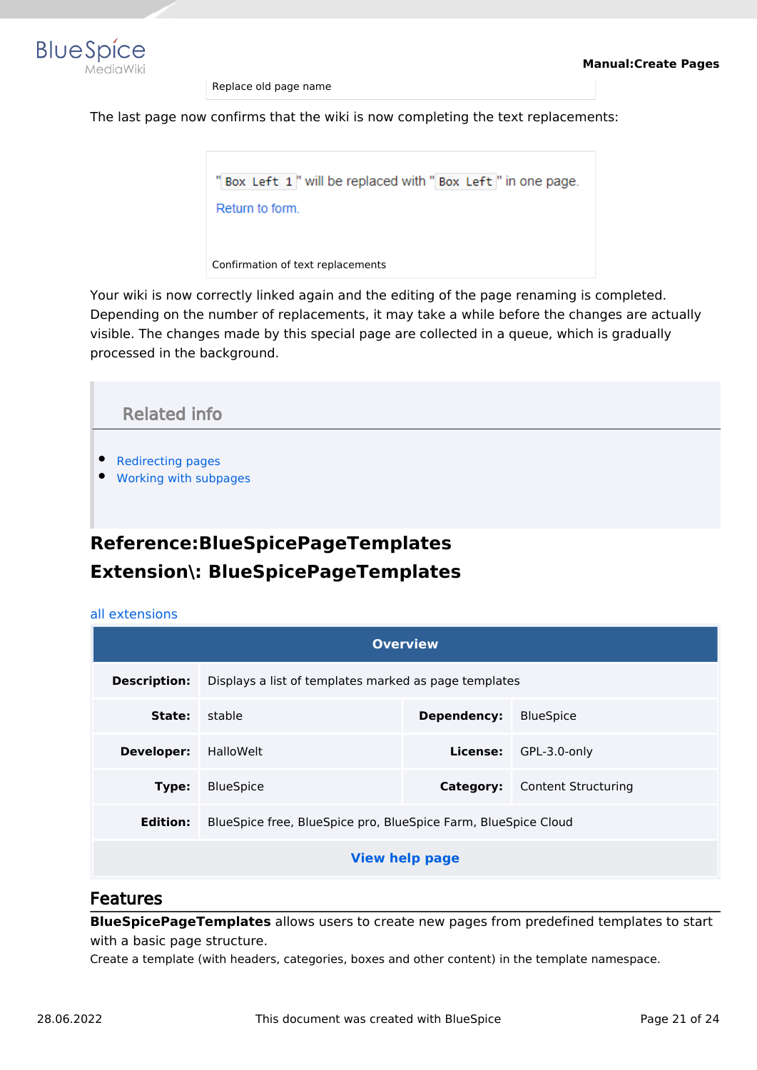Replace old page name

The last page now confirms that the wiki is now completing the text replacements:

"Box Left 1" will be replaced with "Box Left" in one page.

Return to form.

Confirmation of text replacements

Your wiki is now correctly linked again and the editing of the page renaming is completed. Depending on the number of replacements, it may take a while before the changes are actually visible. The changes made by this special page are collected in a queue, which is gradually processed in the background.

## Related info

- Redirecting pages
- Working with subpages

# Reference:BlueSpicePageTemplates

# Extension\: BlueSpicePageTemplates

all extensions

| Overview | | | |
|---|---|---|---|
| **Description:** | Displays a list of templates marked as page templates | | |
| **State:** | stable | **Dependency:** | BlueSpice |
| **Developer:** | HalloWelt | **License:** | GPL-3.0-only |
| **Type:** | BlueSpice | **Category:** | Content Structuring |
| **Edition:** | BlueSpice free, BlueSpice pro, BlueSpice Farm, BlueSpice Cloud | | |
| **View help page** | | | |

## Features

**BlueSpicePageTemplates** allows users to create new pages from predefined templates to start with a basic page structure.

Create a template (with headers, categories, boxes and other content) in the template namespace.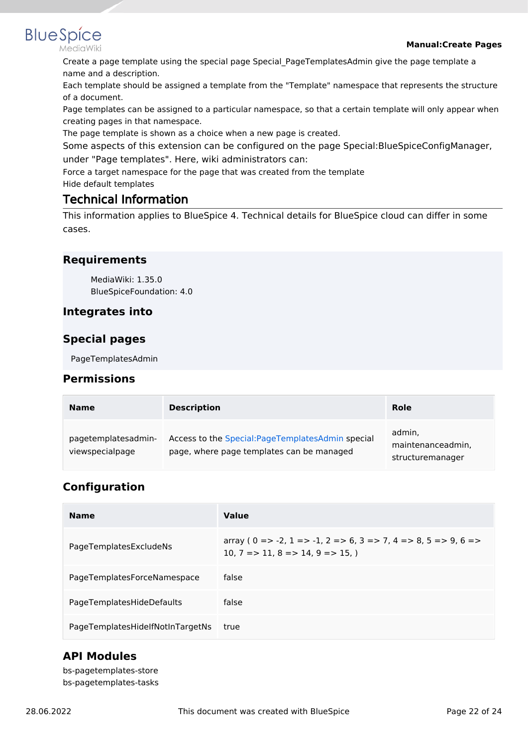Create a page template using the special page Special_PageTemplatesAdmin give the page template a name and a description.

Each template should be assigned a template from the "Template" namespace that represents the structure of a document.

Page templates can be assigned to a particular namespace, so that a certain template will only appear when creating pages in that namespace.

The page template is shown as a choice when a new page is created.

Some aspects of this extension can be configured on the page Special:BlueSpiceConfigManager, under "Page templates". Here, wiki administrators can:

Force a target namespace for the page that was created from the template

Hide default templates

## Technical Information

This information applies to BlueSpice 4. Technical details for BlueSpice cloud can differ in some cases.

### Requirements

MediaWiki: 1.35.0
BlueSpiceFoundation: 4.0

### Integrates into

### Special pages

PageTemplatesAdmin

### Permissions

| Name | Description | Role |
|---|---|---|
| pagetemplatesadmin-viewspecialpage | Access to the Special:PageTemplatesAdmin special page, where page templates can be managed | admin, maintenanceadmin, structuremanager |

### Configuration

| Name | Value |
|---|---|
| PageTemplatesExcludeNs | array ( 0 => -2, 1 => -1, 2 => 6, 3 => 7, 4 => 8, 5 => 9, 6 => 10, 7 => 11, 8 => 14, 9 => 15, ) |
| PageTemplatesForceNamespace | false |
| PageTemplatesHideDefaults | false |
| PageTemplatesHideIfNotInTargetNs | true |

### API Modules

bs-pagetemplates-store
bs-pagetemplates-tasks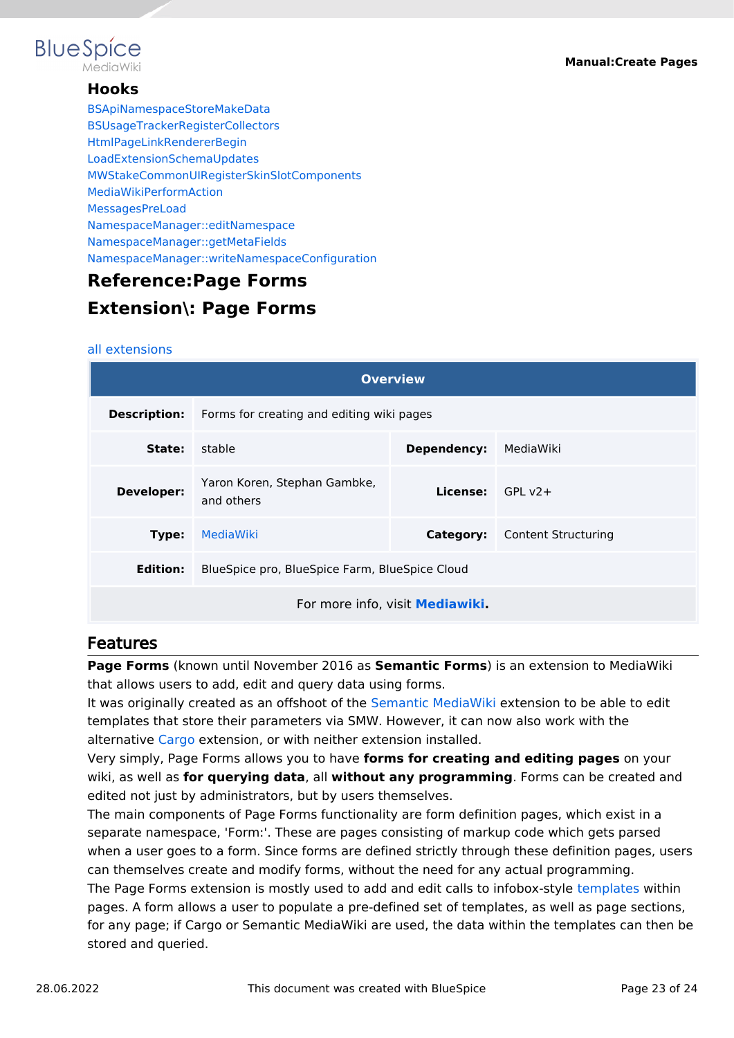### Hooks

BSApiNamespaceStoreMakeData
BSUsageTrackerRegisterCollectors
HtmlPageLinkRendererBegin
LoadExtensionSchemaUpdates
MWStakeCommonUIRegisterSkinSlotComponents
MediaWikiPerformAction
MessagesPreLoad
NamespaceManager::editNamespace
NamespaceManager::getMetaFields
NamespaceManager::writeNamespaceConfiguration

## Reference:Page Forms

## Extension\: Page Forms

all extensions

| Overview | | | |
|---|---|---|---|
| **Description:** | Forms for creating and editing wiki pages | | |
| **State:** | stable | **Dependency:** | MediaWiki |
| **Developer:** | Yaron Koren, Stephan Gambke, and others | **License:** | GPL v2+ |
| **Type:** | MediaWiki | **Category:** | Content Structuring |
| **Edition:** | BlueSpice pro, BlueSpice Farm, BlueSpice Cloud | | |
| For more info, visit **Mediawiki.** | | | |

## Features

**Page Forms** (known until November 2016 as **Semantic Forms**) is an extension to MediaWiki that allows users to add, edit and query data using forms.
It was originally created as an offshoot of the Semantic MediaWiki extension to be able to edit templates that store their parameters via SMW. However, it can now also work with the alternative Cargo extension, or with neither extension installed.
Very simply, Page Forms allows you to have **forms for creating and editing pages** on your wiki, as well as **for querying data**, all **without any programming**. Forms can be created and edited not just by administrators, but by users themselves.
The main components of Page Forms functionality are form definition pages, which exist in a separate namespace, 'Form:'. These are pages consisting of markup code which gets parsed when a user goes to a form. Since forms are defined strictly through these definition pages, users can themselves create and modify forms, without the need for any actual programming.
The Page Forms extension is mostly used to add and edit calls to infobox-style templates within pages. A form allows a user to populate a pre-defined set of templates, as well as page sections, for any page; if Cargo or Semantic MediaWiki are used, the data within the templates can then be stored and queried.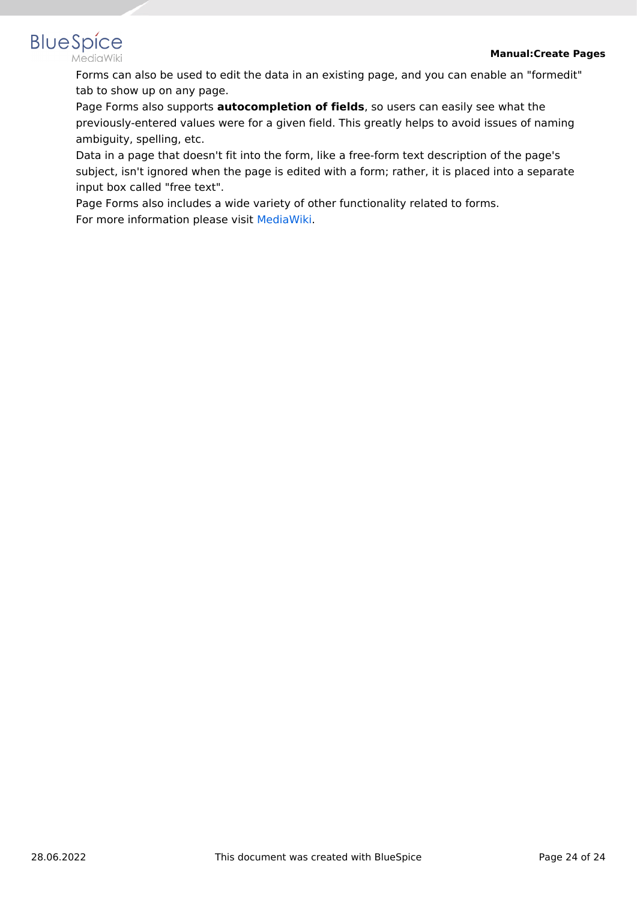Forms can also be used to edit the data in an existing page, and you can enable an "formedit" tab to show up on any page.

Page Forms also supports **autocompletion of fields**, so users can easily see what the previously-entered values were for a given field. This greatly helps to avoid issues of naming ambiguity, spelling, etc.

Data in a page that doesn't fit into the form, like a free-form text description of the page's subject, isn't ignored when the page is edited with a form; rather, it is placed into a separate input box called "free text".

Page Forms also includes a wide variety of other functionality related to forms.

For more information please visit MediaWiki.